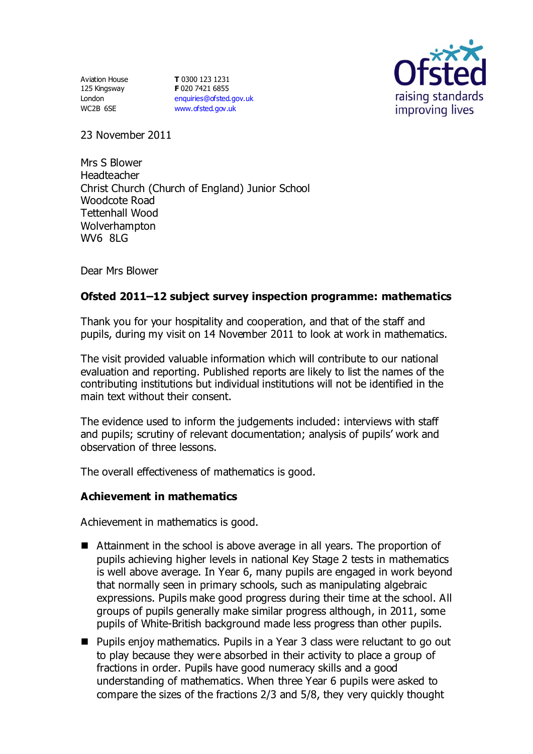Aviation House
125 Kingsway
London
WC2B 6SE

**T** 0300 123 1231
**F** 020 7421 6855
enquiries@ofsted.gov.uk
www.ofsted.gov.uk

23 November 2011

Mrs S Blower
Headteacher
Christ Church (Church of England) Junior School
Woodcote Road
Tettenhall Wood
Wolverhampton
WV6 8LG

Dear Mrs Blower

**Ofsted 2011–12 subject survey inspection programme: mathematics**

Thank you for your hospitality and cooperation, and that of the staff and pupils, during my visit on 14 November 2011 to look at work in mathematics.

The visit provided valuable information which will contribute to our national evaluation and reporting. Published reports are likely to list the names of the contributing institutions but individual institutions will not be identified in the main text without their consent.

The evidence used to inform the judgements included: interviews with staff and pupils; scrutiny of relevant documentation; analysis of pupils' work and observation of three lessons.

The overall effectiveness of mathematics is good.

**Achievement in mathematics**

Achievement in mathematics is good.

- Attainment in the school is above average in all years. The proportion of pupils achieving higher levels in national Key Stage 2 tests in mathematics is well above average. In Year 6, many pupils are engaged in work beyond that normally seen in primary schools, such as manipulating algebraic expressions. Pupils make good progress during their time at the school. All groups of pupils generally make similar progress although, in 2011, some pupils of White-British background made less progress than other pupils.
- Pupils enjoy mathematics. Pupils in a Year 3 class were reluctant to go out to play because they were absorbed in their activity to place a group of fractions in order. Pupils have good numeracy skills and a good understanding of mathematics. When three Year 6 pupils were asked to compare the sizes of the fractions 2/3 and 5/8, they very quickly thought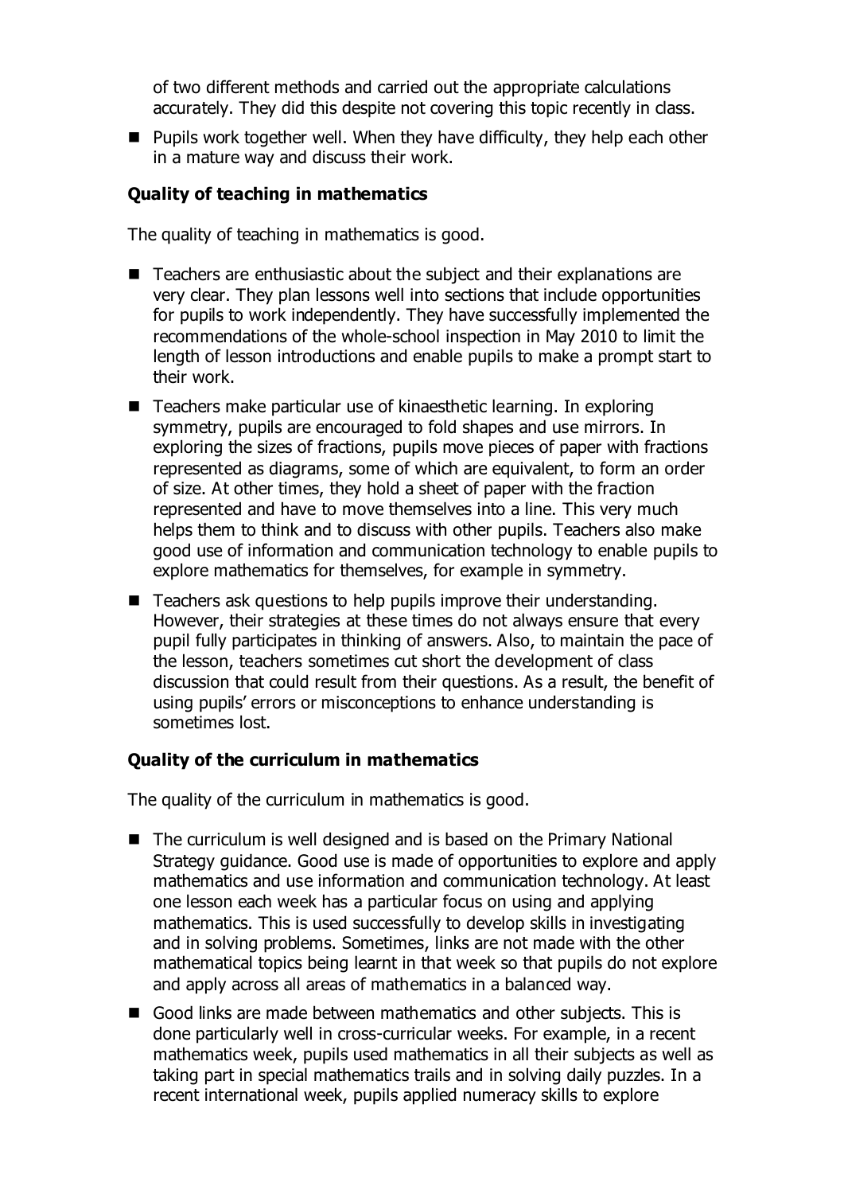of two different methods and carried out the appropriate calculations accurately. They did this despite not covering this topic recently in class.

- Pupils work together well. When they have difficulty, they help each other in a mature way and discuss their work.

**Quality of teaching in mathematics**

The quality of teaching in mathematics is good.

- Teachers are enthusiastic about the subject and their explanations are very clear. They plan lessons well into sections that include opportunities for pupils to work independently. They have successfully implemented the recommendations of the whole-school inspection in May 2010 to limit the length of lesson introductions and enable pupils to make a prompt start to their work.
- Teachers make particular use of kinaesthetic learning. In exploring symmetry, pupils are encouraged to fold shapes and use mirrors. In exploring the sizes of fractions, pupils move pieces of paper with fractions represented as diagrams, some of which are equivalent, to form an order of size. At other times, they hold a sheet of paper with the fraction represented and have to move themselves into a line. This very much helps them to think and to discuss with other pupils. Teachers also make good use of information and communication technology to enable pupils to explore mathematics for themselves, for example in symmetry.
- Teachers ask questions to help pupils improve their understanding. However, their strategies at these times do not always ensure that every pupil fully participates in thinking of answers. Also, to maintain the pace of the lesson, teachers sometimes cut short the development of class discussion that could result from their questions. As a result, the benefit of using pupils' errors or misconceptions to enhance understanding is sometimes lost.

**Quality of the curriculum in mathematics**

The quality of the curriculum in mathematics is good.

- The curriculum is well designed and is based on the Primary National Strategy guidance. Good use is made of opportunities to explore and apply mathematics and use information and communication technology. At least one lesson each week has a particular focus on using and applying mathematics. This is used successfully to develop skills in investigating and in solving problems. Sometimes, links are not made with the other mathematical topics being learnt in that week so that pupils do not explore and apply across all areas of mathematics in a balanced way.
- Good links are made between mathematics and other subjects. This is done particularly well in cross-curricular weeks. For example, in a recent mathematics week, pupils used mathematics in all their subjects as well as taking part in special mathematics trails and in solving daily puzzles. In a recent international week, pupils applied numeracy skills to explore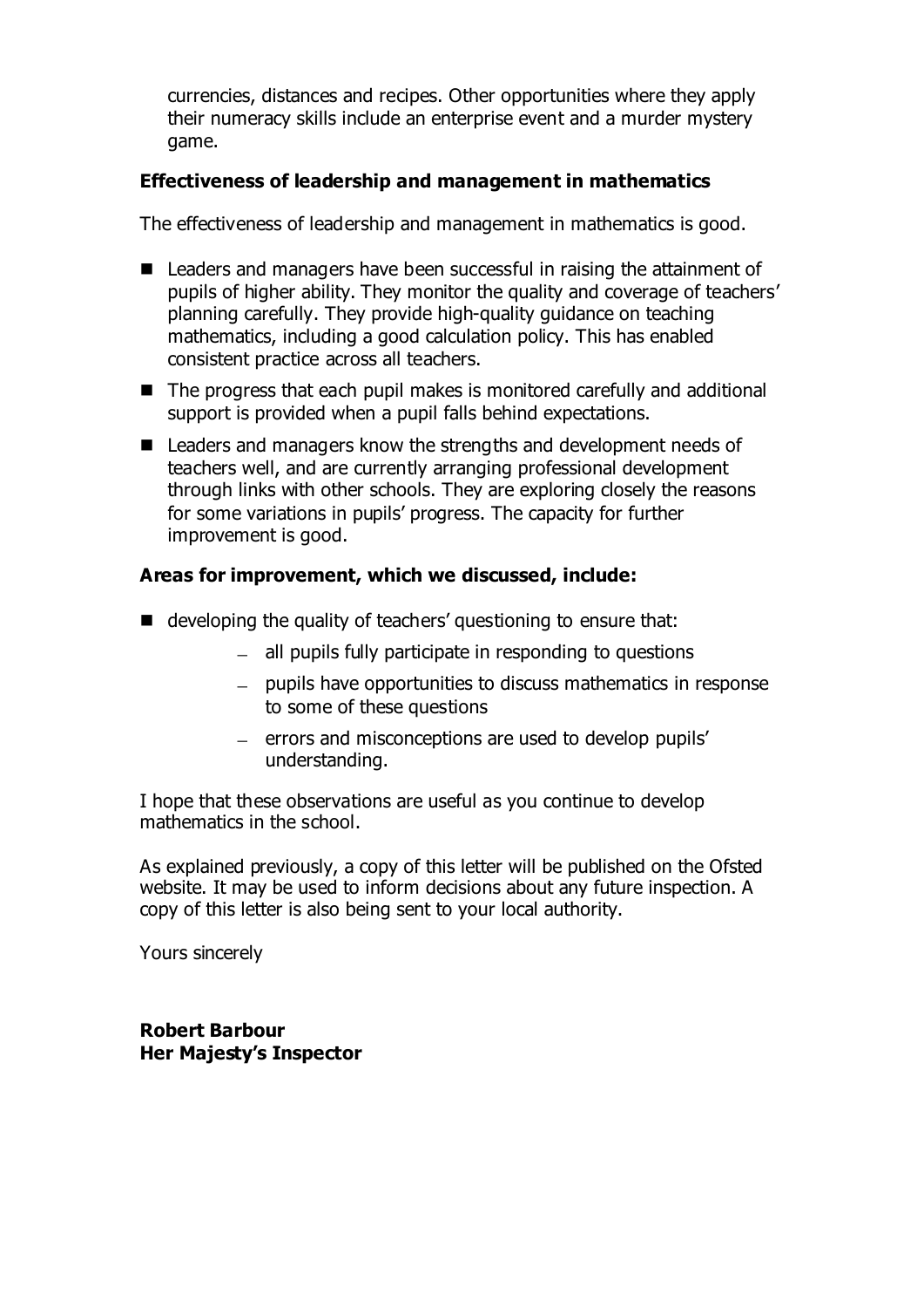currencies, distances and recipes. Other opportunities where they apply their numeracy skills include an enterprise event and a murder mystery game.

**Effectiveness of leadership and management in mathematics**

The effectiveness of leadership and management in mathematics is good.

- Leaders and managers have been successful in raising the attainment of pupils of higher ability. They monitor the quality and coverage of teachers' planning carefully. They provide high-quality guidance on teaching mathematics, including a good calculation policy. This has enabled consistent practice across all teachers.
- The progress that each pupil makes is monitored carefully and additional support is provided when a pupil falls behind expectations.
- Leaders and managers know the strengths and development needs of teachers well, and are currently arranging professional development through links with other schools. They are exploring closely the reasons for some variations in pupils' progress. The capacity for further improvement is good.

**Areas for improvement, which we discussed, include:**

- developing the quality of teachers' questioning to ensure that:
  - all pupils fully participate in responding to questions
  - pupils have opportunities to discuss mathematics in response to some of these questions
  - errors and misconceptions are used to develop pupils' understanding.

I hope that these observations are useful as you continue to develop mathematics in the school.

As explained previously, a copy of this letter will be published on the Ofsted website. It may be used to inform decisions about any future inspection. A copy of this letter is also being sent to your local authority.

Yours sincerely

**Robert Barbour**
**Her Majesty's Inspector**